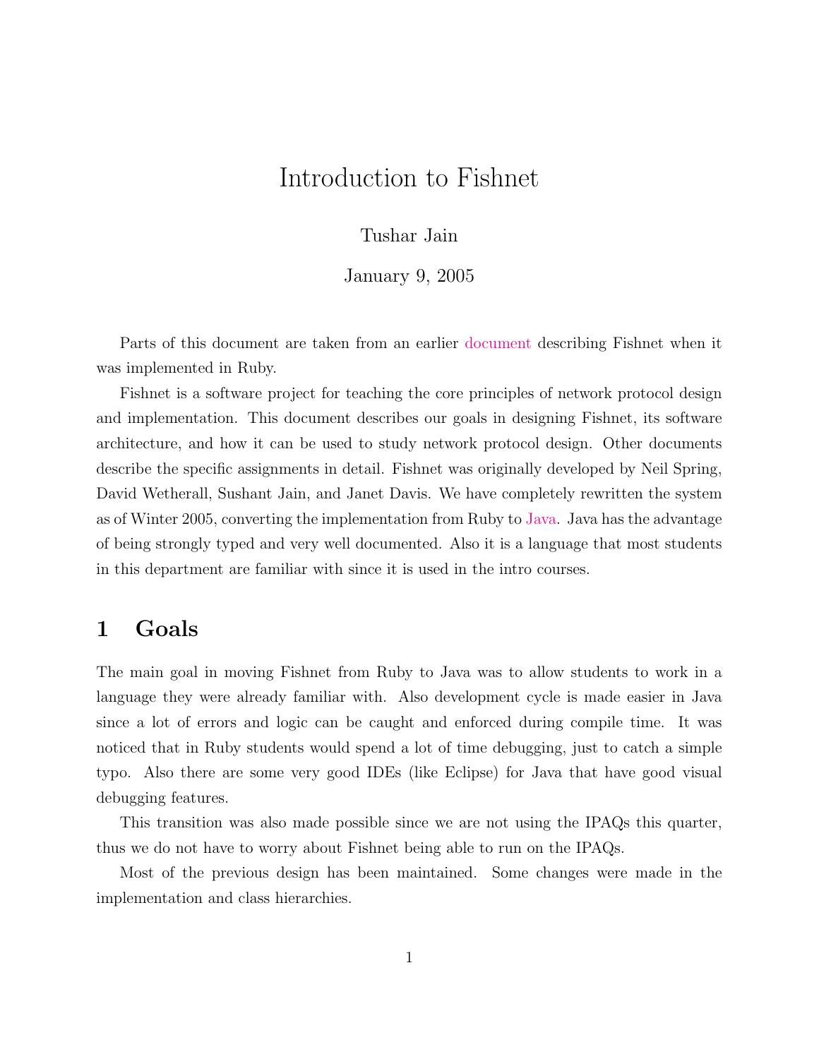# Introduction to Fishnet

Tushar Jain

January 9, 2005

Parts of this document are taken from an earlier document describing Fishnet when it was implemented in Ruby.

Fishnet is a software project for teaching the core principles of network protocol design and implementation. This document describes our goals in designing Fishnet, its software architecture, and how it can be used to study network protocol design. Other documents describe the specific assignments in detail. Fishnet was originally developed by Neil Spring, David Wetherall, Sushant Jain, and Janet Davis. We have completely rewritten the system as of Winter 2005, converting the implementation from Ruby to Java. Java has the advantage of being strongly typed and very well documented. Also it is a language that most students in this department are familiar with since it is used in the intro courses.

## 1 Goals

The main goal in moving Fishnet from Ruby to Java was to allow students to work in a language they were already familiar with. Also development cycle is made easier in Java since a lot of errors and logic can be caught and enforced during compile time. It was noticed that in Ruby students would spend a lot of time debugging, just to catch a simple typo. Also there are some very good IDEs (like Eclipse) for Java that have good visual debugging features.

This transition was also made possible since we are not using the IPAQs this quarter, thus we do not have to worry about Fishnet being able to run on the IPAQs.

Most of the previous design has been maintained. Some changes were made in the implementation and class hierarchies.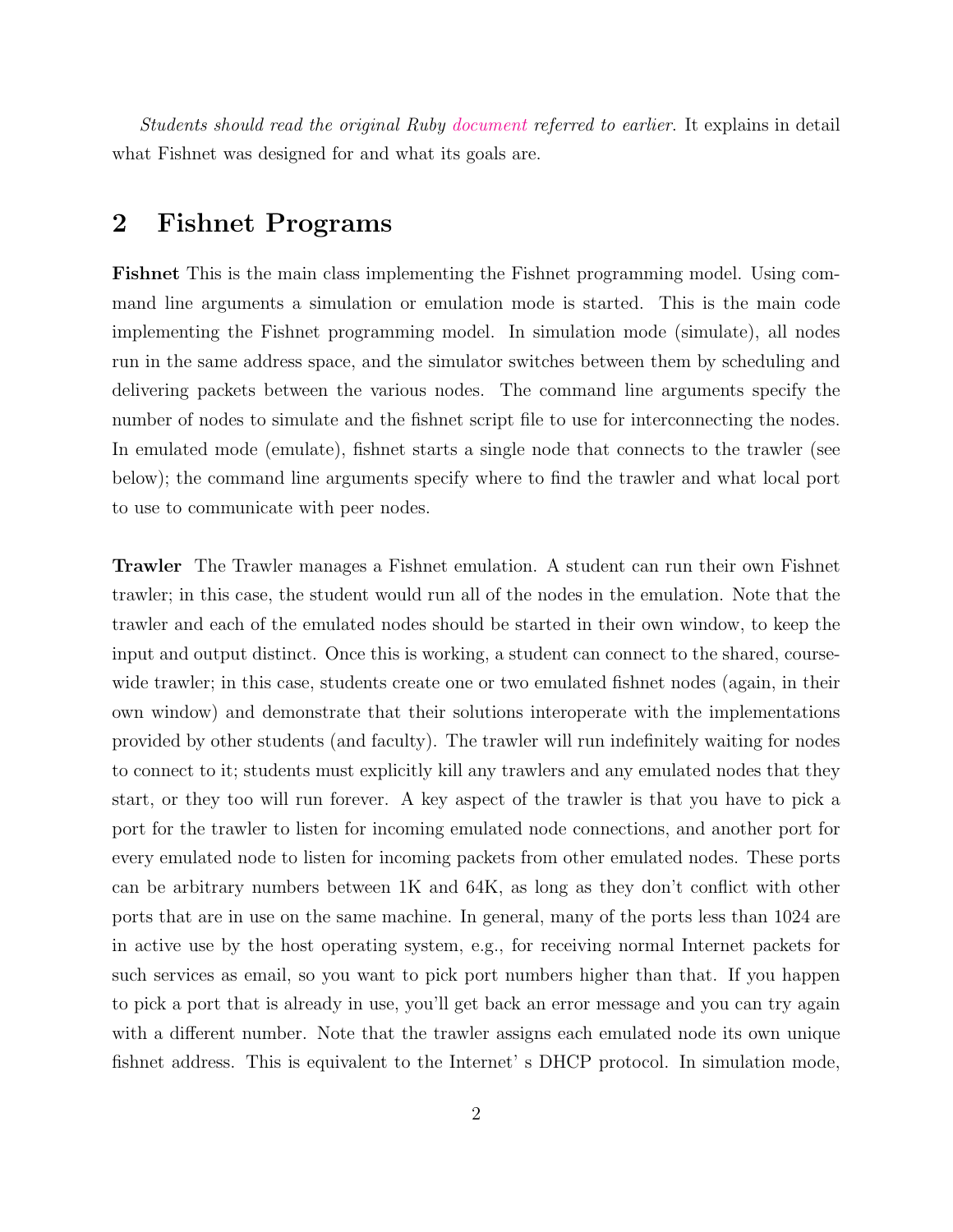*Students should read the original Ruby document referred to earlier*. It explains in detail what Fishnet was designed for and what its goals are.

## 2 Fishnet Programs

**Fishnet** This is the main class implementing the Fishnet programming model. Using command line arguments a simulation or emulation mode is started. This is the main code implementing the Fishnet programming model. In simulation mode (simulate), all nodes run in the same address space, and the simulator switches between them by scheduling and delivering packets between the various nodes. The command line arguments specify the number of nodes to simulate and the fishnet script file to use for interconnecting the nodes. In emulated mode (emulate), fishnet starts a single node that connects to the trawler (see below); the command line arguments specify where to find the trawler and what local port to use to communicate with peer nodes.

**Trawler** The Trawler manages a Fishnet emulation. A student can run their own Fishnet trawler; in this case, the student would run all of the nodes in the emulation. Note that the trawler and each of the emulated nodes should be started in their own window, to keep the input and output distinct. Once this is working, a student can connect to the shared, course-wide trawler; in this case, students create one or two emulated fishnet nodes (again, in their own window) and demonstrate that their solutions interoperate with the implementations provided by other students (and faculty). The trawler will run indefinitely waiting for nodes to connect to it; students must explicitly kill any trawlers and any emulated nodes that they start, or they too will run forever. A key aspect of the trawler is that you have to pick a port for the trawler to listen for incoming emulated node connections, and another port for every emulated node to listen for incoming packets from other emulated nodes. These ports can be arbitrary numbers between 1K and 64K, as long as they don't conflict with other ports that are in use on the same machine. In general, many of the ports less than 1024 are in active use by the host operating system, e.g., for receiving normal Internet packets for such services as email, so you want to pick port numbers higher than that. If you happen to pick a port that is already in use, you'll get back an error message and you can try again with a different number. Note that the trawler assigns each emulated node its own unique fishnet address. This is equivalent to the Internet' s DHCP protocol. In simulation mode,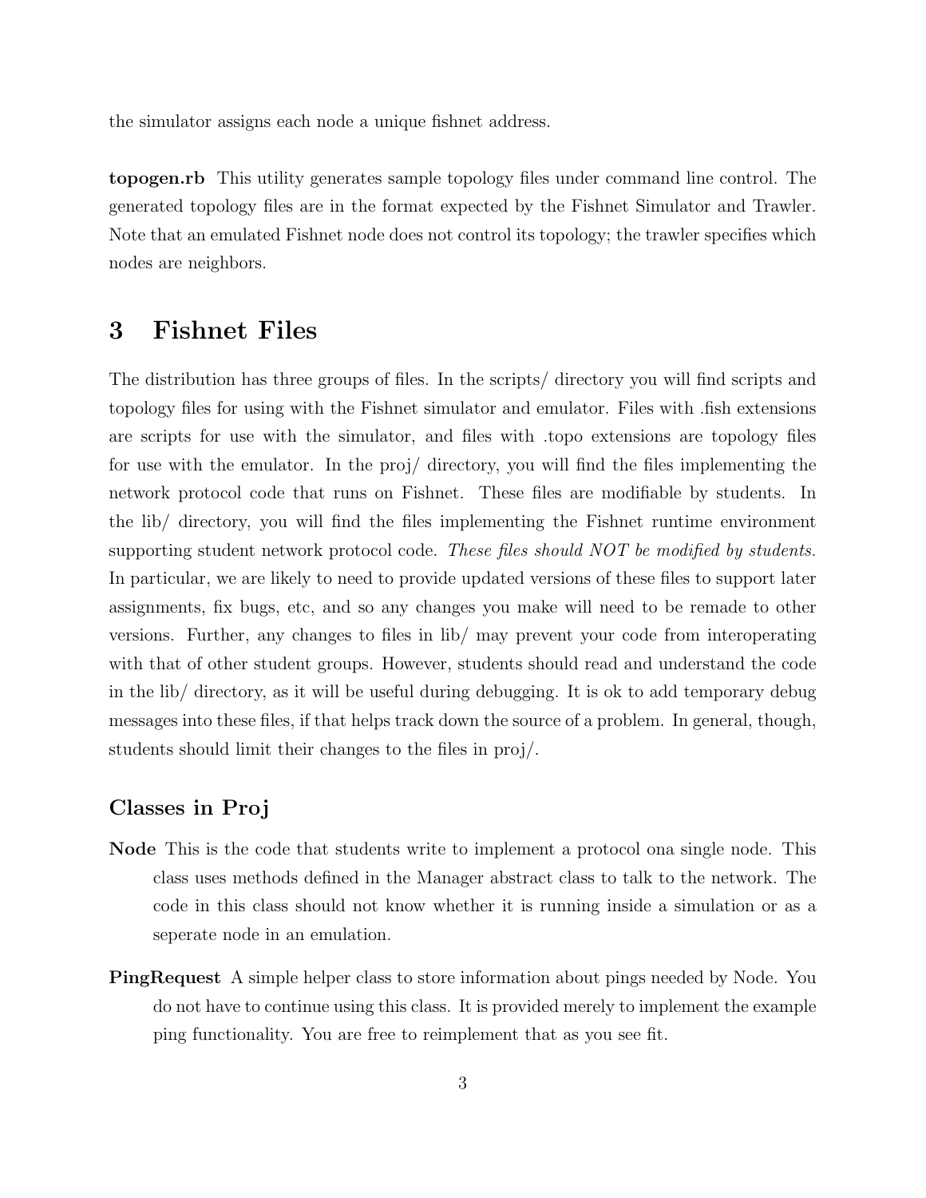the simulator assigns each node a unique fishnet address.

**topogen.rb** This utility generates sample topology files under command line control. The generated topology files are in the format expected by the Fishnet Simulator and Trawler. Note that an emulated Fishnet node does not control its topology; the trawler specifies which nodes are neighbors.

# 3 Fishnet Files

The distribution has three groups of files. In the scripts/ directory you will find scripts and topology files for using with the Fishnet simulator and emulator. Files with .fish extensions are scripts for use with the simulator, and files with .topo extensions are topology files for use with the emulator. In the proj/ directory, you will find the files implementing the network protocol code that runs on Fishnet. These files are modifiable by students. In the lib/ directory, you will find the files implementing the Fishnet runtime environment supporting student network protocol code. *These files should NOT be modified by students.* In particular, we are likely to need to provide updated versions of these files to support later assignments, fix bugs, etc, and so any changes you make will need to be remade to other versions. Further, any changes to files in lib/ may prevent your code from interoperating with that of other student groups. However, students should read and understand the code in the lib/ directory, as it will be useful during debugging. It is ok to add temporary debug messages into these files, if that helps track down the source of a problem. In general, though, students should limit their changes to the files in proj/.

## Classes in Proj

**Node** This is the code that students write to implement a protocol ona single node. This class uses methods defined in the Manager abstract class to talk to the network. The code in this class should not know whether it is running inside a simulation or as a seperate node in an emulation.

**PingRequest** A simple helper class to store information about pings needed by Node. You do not have to continue using this class. It is provided merely to implement the example ping functionality. You are free to reimplement that as you see fit.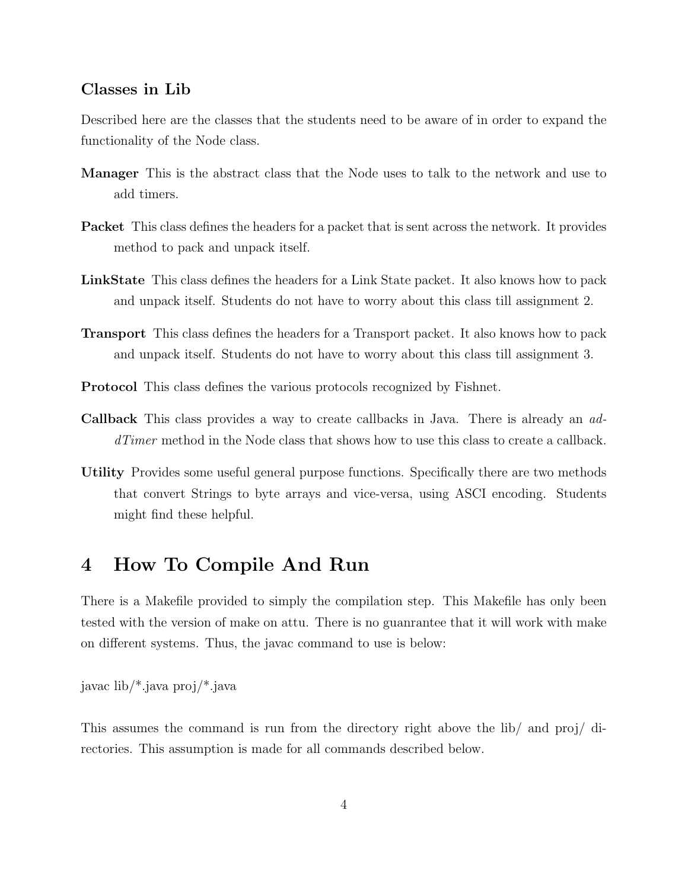### Classes in Lib

Described here are the classes that the students need to be aware of in order to expand the functionality of the Node class.

**Manager** This is the abstract class that the Node uses to talk to the network and use to add timers.

**Packet** This class defines the headers for a packet that is sent across the network. It provides method to pack and unpack itself.

**LinkState** This class defines the headers for a Link State packet. It also knows how to pack and unpack itself. Students do not have to worry about this class till assignment 2.

**Transport** This class defines the headers for a Transport packet. It also knows how to pack and unpack itself. Students do not have to worry about this class till assignment 3.

**Protocol** This class defines the various protocols recognized by Fishnet.

**Callback** This class provides a way to create callbacks in Java. There is already an *addTimer* method in the Node class that shows how to use this class to create a callback.

**Utility** Provides some useful general purpose functions. Specifically there are two methods that convert Strings to byte arrays and vice-versa, using ASCI encoding. Students might find these helpful.

# 4 How To Compile And Run

There is a Makefile provided to simply the compilation step. This Makefile has only been tested with the version of make on attu. There is no guanrantee that it will work with make on different systems. Thus, the javac command to use is below:

```
javac lib/*.java proj/*.java
```

This assumes the command is run from the directory right above the lib/ and proj/ directories. This assumption is made for all commands described below.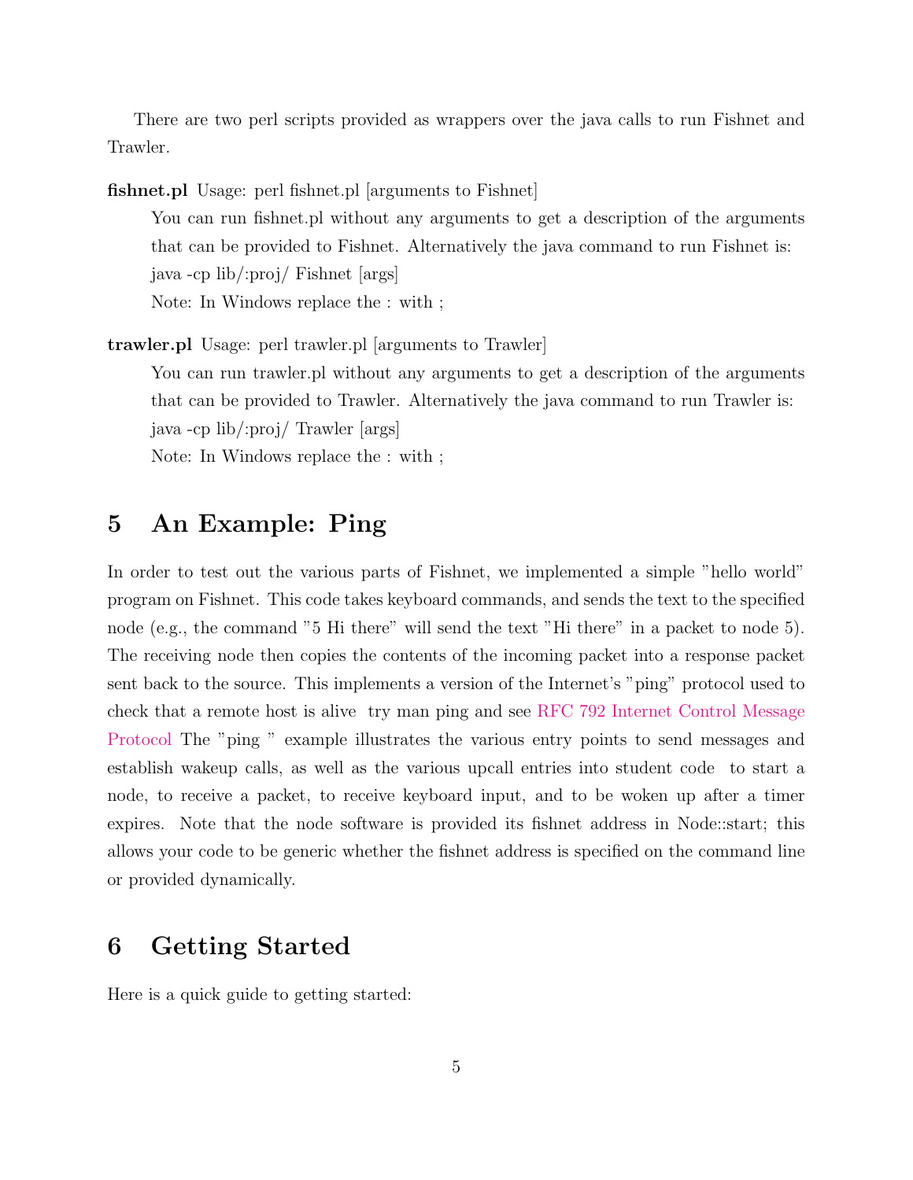There are two perl scripts provided as wrappers over the java calls to run Fishnet and Trawler.

**fishnet.pl** Usage: perl fishnet.pl [arguments to Fishnet]

> You can run fishnet.pl without any arguments to get a description of the arguments that can be provided to Fishnet. Alternatively the java command to run Fishnet is:
> java -cp lib/:proj/ Fishnet [args]
> Note: In Windows replace the : with ;

**trawler.pl** Usage: perl trawler.pl [arguments to Trawler]

> You can run trawler.pl without any arguments to get a description of the arguments that can be provided to Trawler. Alternatively the java command to run Trawler is:
> java -cp lib/:proj/ Trawler [args]
> Note: In Windows replace the : with ;

## 5 An Example: Ping

In order to test out the various parts of Fishnet, we implemented a simple "hello world" program on Fishnet. This code takes keyboard commands, and sends the text to the specified node (e.g., the command "5 Hi there" will send the text "Hi there" in a packet to node 5). The receiving node then copies the contents of the incoming packet into a response packet sent back to the source. This implements a version of the Internet's "ping" protocol used to check that a remote host is alive try man ping and see RFC 792 Internet Control Message Protocol The "ping " example illustrates the various entry points to send messages and establish wakeup calls, as well as the various upcall entries into student code to start a node, to receive a packet, to receive keyboard input, and to be woken up after a timer expires. Note that the node software is provided its fishnet address in Node::start; this allows your code to be generic whether the fishnet address is specified on the command line or provided dynamically.

## 6 Getting Started

Here is a quick guide to getting started: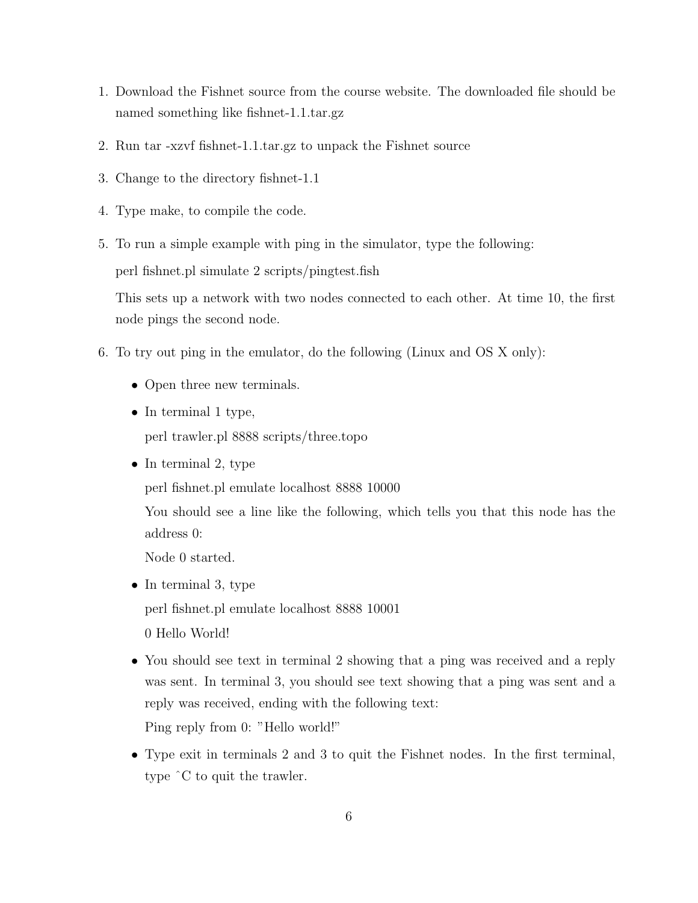1. Download the Fishnet source from the course website. The downloaded file should be named something like fishnet-1.1.tar.gz
2. Run tar -xzvf fishnet-1.1.tar.gz to unpack the Fishnet source
3. Change to the directory fishnet-1.1
4. Type make, to compile the code.
5. To run a simple example with ping in the simulator, type the following:

   perl fishnet.pl simulate 2 scripts/pingtest.fish

   This sets up a network with two nodes connected to each other. At time 10, the first node pings the second node.

6. To try out ping in the emulator, do the following (Linux and OS X only):
   - Open three new terminals.
   - In terminal 1 type,

     perl trawler.pl 8888 scripts/three.topo

   - In terminal 2, type

     perl fishnet.pl emulate localhost 8888 10000

     You should see a line like the following, which tells you that this node has the address 0:

     Node 0 started.

   - In terminal 3, type

     perl fishnet.pl emulate localhost 8888 10001

     0 Hello World!

   - You should see text in terminal 2 showing that a ping was received and a reply was sent. In terminal 3, you should see text showing that a ping was sent and a reply was received, ending with the following text:

     Ping reply from 0: "Hello world!"

   - Type exit in terminals 2 and 3 to quit the Fishnet nodes. In the first terminal, type ˆC to quit the trawler.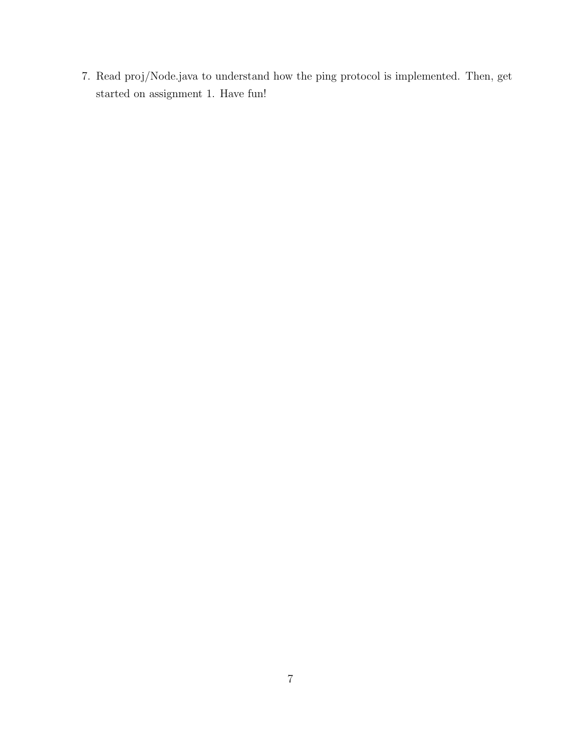7. Read proj/Node.java to understand how the ping protocol is implemented. Then, get started on assignment 1. Have fun!